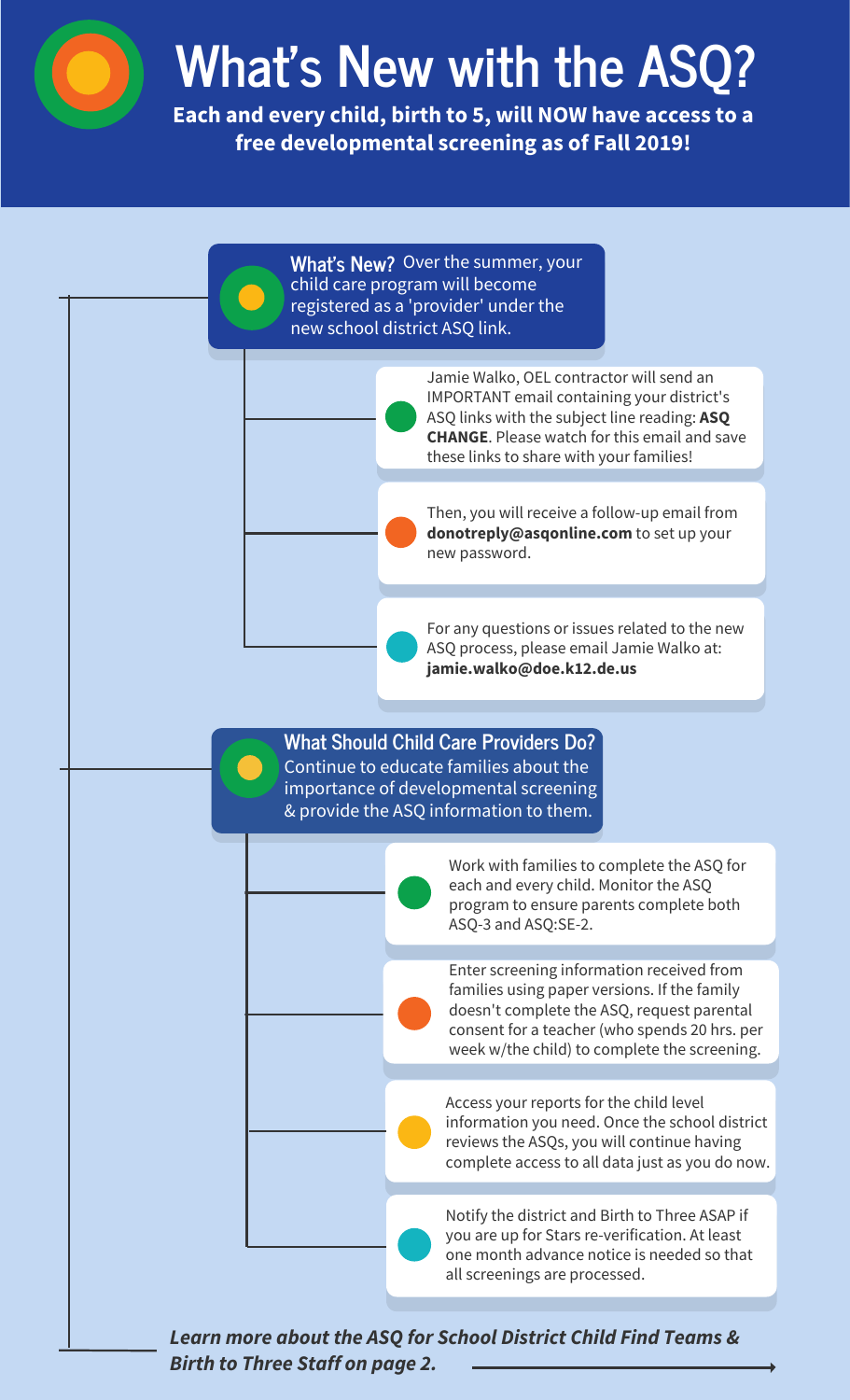# What's New with the ASQ?

**Each and every child, birth to 5, will NOW have access to a free developmental screening as of Fall 2019!**

## What's New?

Over the summer, your child care program will become registered as a 'provider' under the new school district ASQ link.

- Jamie Walko, OEL contractor will send an IMPORTANT email containing your district's ASQ links with the subject line reading: **ASQ CHANGE**. Please watch for this email and save these links to share with your families!
- Then, you will receive a follow-up email from **donotreply@asqonline.com** to set up your new password.
- For any questions or issues related to the new ASQ process, please email Jamie Walko at: **jamie.walko@doe.k12.de.us**

## What Should Child Care Providers Do?

Continue to educate families about the importance of developmental screening & provide the ASQ information to them.

- Work with families to complete the ASQ for each and every child. Monitor the ASQ program to ensure parents complete both ASQ-3 and ASQ:SE-2.
- Enter screening information received from families using paper versions. If the family doesn't complete the ASQ, request parental consent for a teacher (who spends 20 hrs. per week w/the child) to complete the screening.
- Access your reports for the child level information you need. Once the school district reviews the ASQs, you will continue having complete access to all data just as you do now.
- Notify the district and Birth to Three ASAP if you are up for Stars re-verification. At least one month advance notice is needed so that all screenings are processed.

***Learn more about the ASQ for School District Child Find Teams & Birth to Three Staff on page 2.***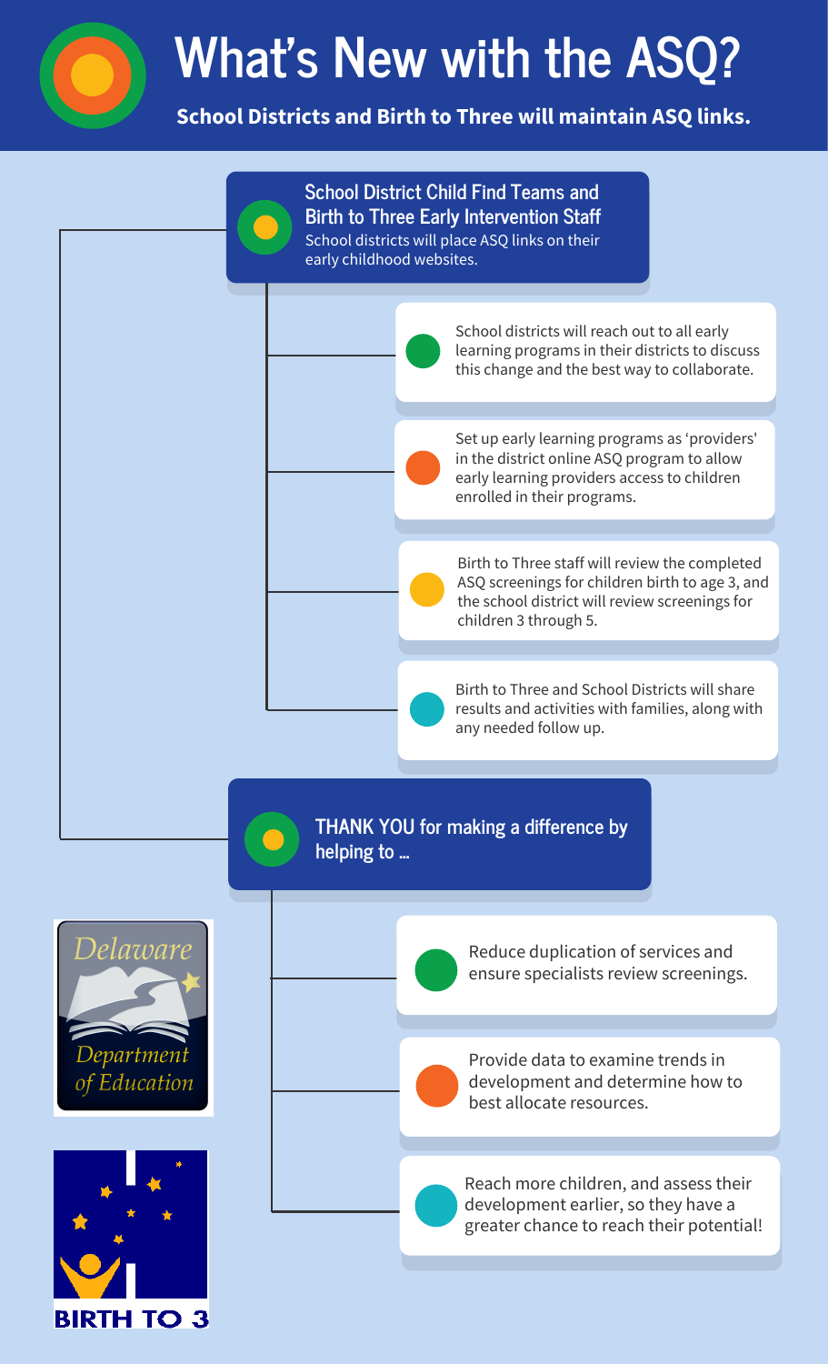# What's New with the ASQ?

**School Districts and Birth to Three will maintain ASQ links.**

## School District Child Find Teams and Birth to Three Early Intervention Staff

School districts will place ASQ links on their early childhood websites.

- School districts will reach out to all early learning programs in their districts to discuss this change and the best way to collaborate.
- Set up early learning programs as 'providers' in the district online ASQ program to allow early learning providers access to children enrolled in their programs.
- Birth to Three staff will review the completed ASQ screenings for children birth to age 3, and the school district will review screenings for children 3 through 5.
- Birth to Three and School Districts will share results and activities with families, along with any needed follow up.

## THANK YOU for making a difference by helping to ...

- Reduce duplication of services and ensure specialists review screenings.
- Provide data to examine trends in development and determine how to best allocate resources.
- Reach more children, and assess their development earlier, so they have a greater chance to reach their potential!

Delaware Department of Education

BIRTH TO 3